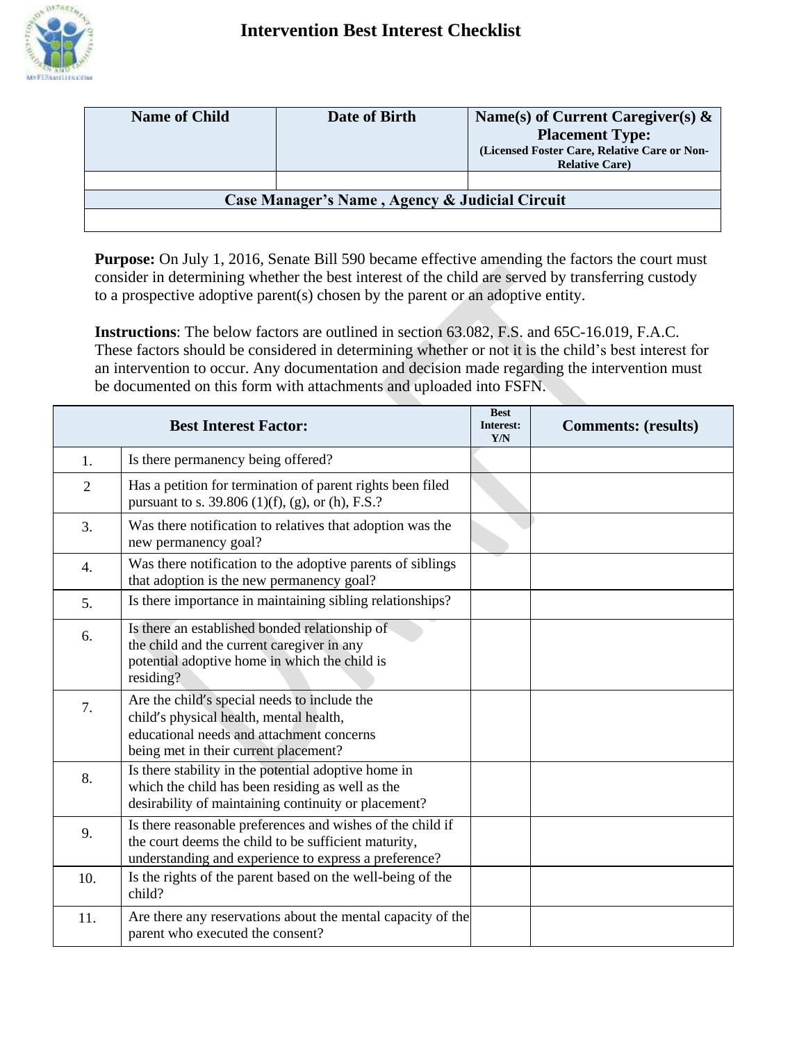# Intervention Best Interest Checklist

| Name of Child | Date of Birth | Name(s) of Current Caregiver(s) & Placement Type: (Licensed Foster Care, Relative Care or Non-Relative Care) |
|---|---|---|
| | | |
| **Case Manager's Name , Agency & Judicial Circuit** | | |
| | | |

**Purpose:** On July 1, 2016, Senate Bill 590 became effective amending the factors the court must consider in determining whether the best interest of the child are served by transferring custody to a prospective adoptive parent(s) chosen by the parent or an adoptive entity.

**Instructions**: The below factors are outlined in section 63.082, F.S. and 65C-16.019, F.A.C. These factors should be considered in determining whether or not it is the child's best interest for an intervention to occur. Any documentation and decision made regarding the intervention must be documented on this form with attachments and uploaded into FSFN.

| | Best Interest Factor: | Best Interest: Y/N | Comments: (results) |
|---|---|---|---|
| 1. | Is there permanency being offered? | | |
| 2 | Has a petition for termination of parent rights been filed pursuant to s. 39.806 (1)(f), (g), or (h), F.S.? | | |
| 3. | Was there notification to relatives that adoption was the new permanency goal? | | |
| 4. | Was there notification to the adoptive parents of siblings that adoption is the new permanency goal? | | |
| 5. | Is there importance in maintaining sibling relationships? | | |
| 6. | Is there an established bonded relationship of the child and the current caregiver in any potential adoptive home in which the child is residing? | | |
| 7. | Are the child's special needs to include the child's physical health, mental health, educational needs and attachment concerns being met in their current placement? | | |
| 8. | Is there stability in the potential adoptive home in which the child has been residing as well as the desirability of maintaining continuity or placement? | | |
| 9. | Is there reasonable preferences and wishes of the child if the court deems the child to be sufficient maturity, understanding and experience to express a preference? | | |
| 10. | Is the rights of the parent based on the well-being of the child? | | |
| 11. | Are there any reservations about the mental capacity of the parent who executed the consent? | | |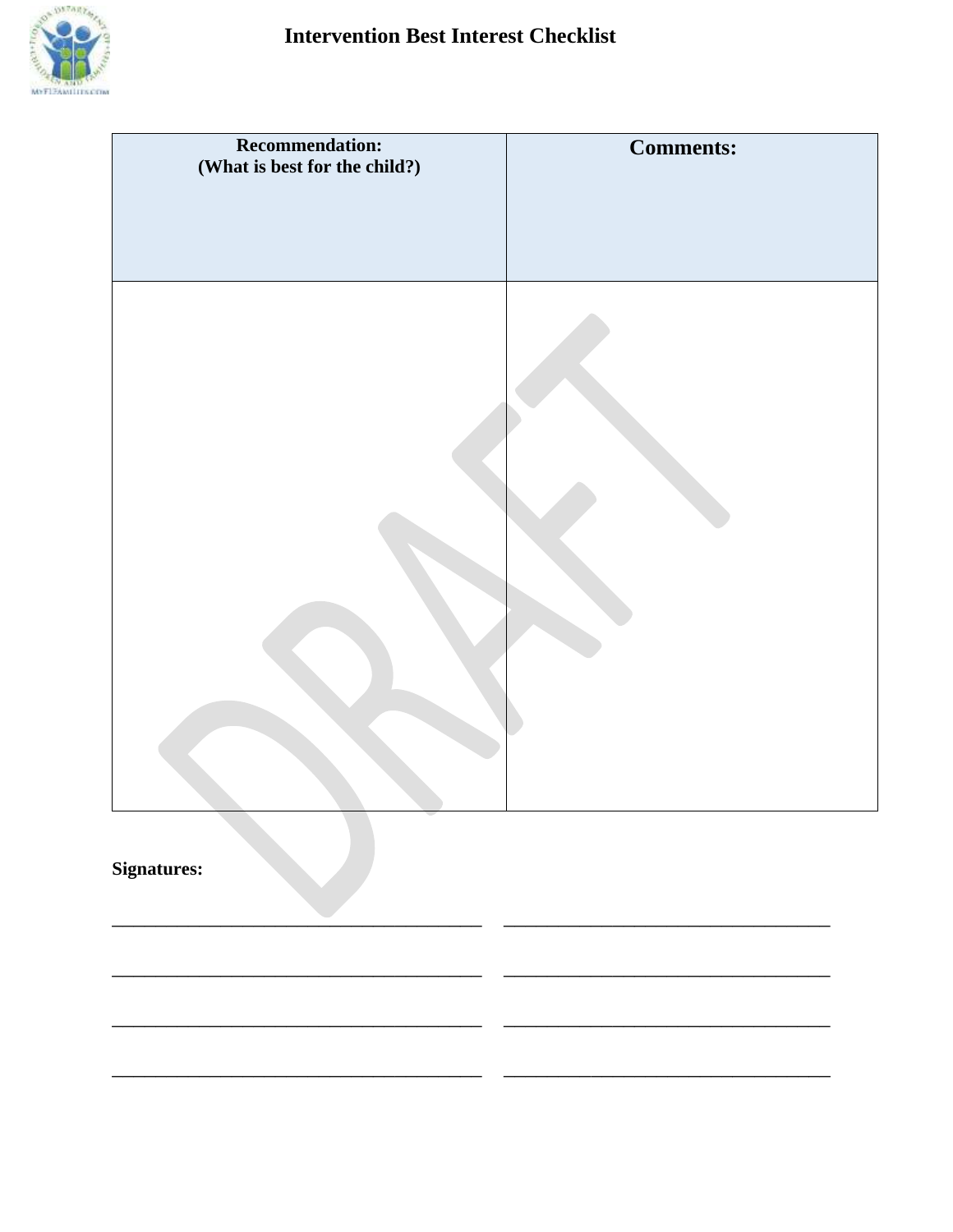# Intervention Best Interest Checklist

| Recommendation: (What is best for the child?) | Comments: |
|---|---|
| | |

**Signatures:**

\_\_\_\_\_\_\_\_\_\_\_\_\_\_\_\_\_\_\_\_\_\_\_\_\_\_\_\_\_\_\_\_\_\_\_\_\_\_ \_\_\_\_\_\_\_\_\_\_\_\_\_\_\_\_\_\_\_\_\_\_\_\_\_\_\_\_\_\_\_\_\_\_\_\_

\_\_\_\_\_\_\_\_\_\_\_\_\_\_\_\_\_\_\_\_\_\_\_\_\_\_\_\_\_\_\_\_\_\_\_\_\_\_ \_\_\_\_\_\_\_\_\_\_\_\_\_\_\_\_\_\_\_\_\_\_\_\_\_\_\_\_\_\_\_\_\_\_\_\_

\_\_\_\_\_\_\_\_\_\_\_\_\_\_\_\_\_\_\_\_\_\_\_\_\_\_\_\_\_\_\_\_\_\_\_\_\_\_ \_\_\_\_\_\_\_\_\_\_\_\_\_\_\_\_\_\_\_\_\_\_\_\_\_\_\_\_\_\_\_\_\_\_\_\_

\_\_\_\_\_\_\_\_\_\_\_\_\_\_\_\_\_\_\_\_\_\_\_\_\_\_\_\_\_\_\_\_\_\_\_\_\_\_ \_\_\_\_\_\_\_\_\_\_\_\_\_\_\_\_\_\_\_\_\_\_\_\_\_\_\_\_\_\_\_\_\_\_\_\_